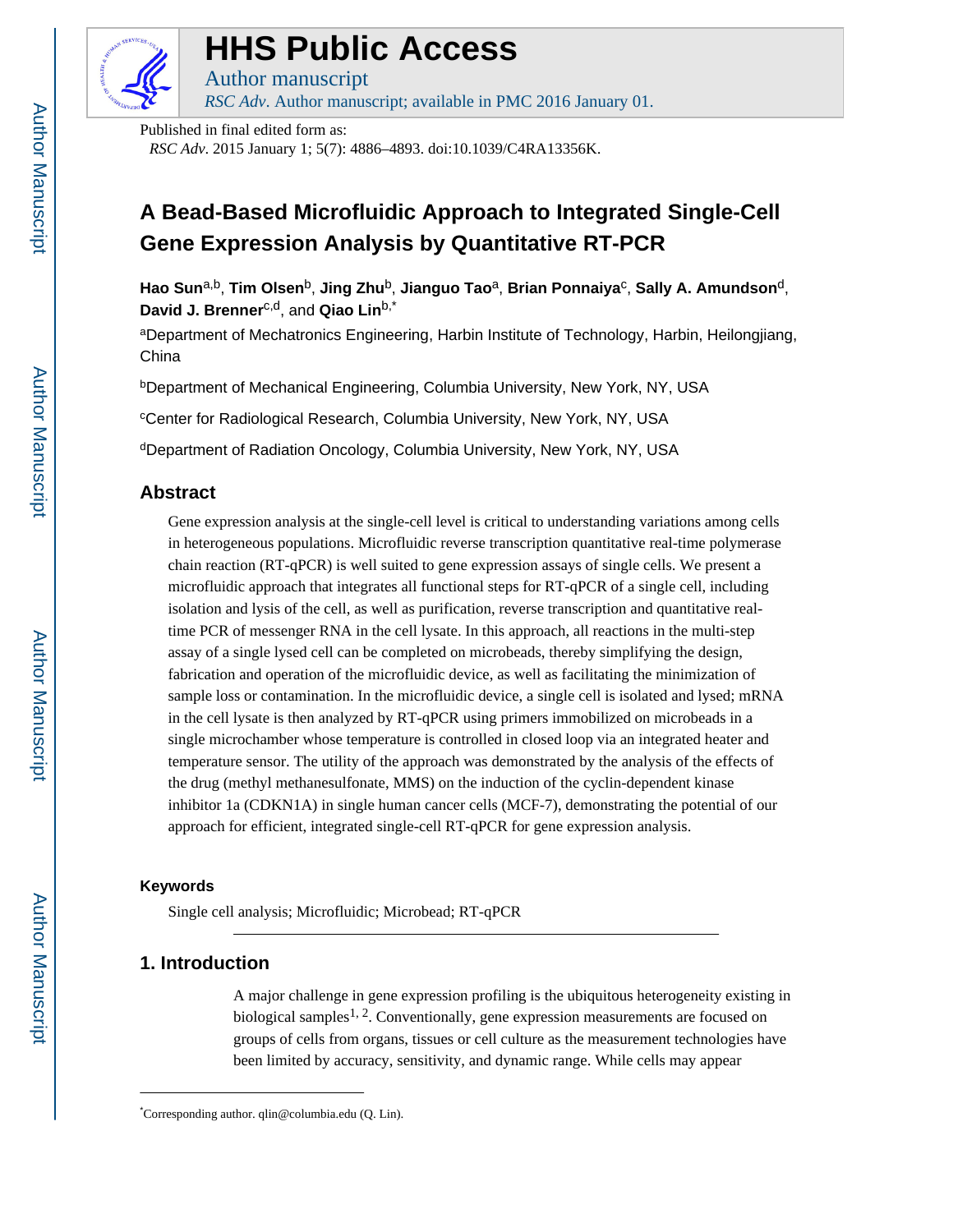# HHS Public Access

Author manuscript

*RSC Adv*. Author manuscript; available in PMC 2016 January 01.

Published in final edited form as:

*RSC Adv*. 2015 January 1; 5(7): 4886–4893. doi:10.1039/C4RA13356K.

# A Bead-Based Microfluidic Approach to Integrated Single-Cell Gene Expression Analysis by Quantitative RT-PCR

**Hao Sun**[a,b], **Tim Olsen**[b], **Jing Zhu**[b], **Jianguo Tao**[a], **Brian Ponnaiya**[c], **Sally A. Amundson**[d], **David J. Brenner**[c,d], and **Qiao Lin**[b,*]

[a]Department of Mechatronics Engineering, Harbin Institute of Technology, Harbin, Heilongjiang, China

[b]Department of Mechanical Engineering, Columbia University, New York, NY, USA

[c]Center for Radiological Research, Columbia University, New York, NY, USA

[d]Department of Radiation Oncology, Columbia University, New York, NY, USA

## Abstract

Gene expression analysis at the single-cell level is critical to understanding variations among cells in heterogeneous populations. Microfluidic reverse transcription quantitative real-time polymerase chain reaction (RT-qPCR) is well suited to gene expression assays of single cells. We present a microfluidic approach that integrates all functional steps for RT-qPCR of a single cell, including isolation and lysis of the cell, as well as purification, reverse transcription and quantitative real-time PCR of messenger RNA in the cell lysate. In this approach, all reactions in the multi-step assay of a single lysed cell can be completed on microbeads, thereby simplifying the design, fabrication and operation of the microfluidic device, as well as facilitating the minimization of sample loss or contamination. In the microfluidic device, a single cell is isolated and lysed; mRNA in the cell lysate is then analyzed by RT-qPCR using primers immobilized on microbeads in a single microchamber whose temperature is controlled in closed loop via an integrated heater and temperature sensor. The utility of the approach was demonstrated by the analysis of the effects of the drug (methyl methanesulfonate, MMS) on the induction of the cyclin-dependent kinase inhibitor 1a (CDKN1A) in single human cancer cells (MCF-7), demonstrating the potential of our approach for efficient, integrated single-cell RT-qPCR for gene expression analysis.

### Keywords

Single cell analysis; Microfluidic; Microbead; RT-qPCR

## 1. Introduction

A major challenge in gene expression profiling is the ubiquitous heterogeneity existing in biological samples[1, 2]. Conventionally, gene expression measurements are focused on groups of cells from organs, tissues or cell culture as the measurement technologies have been limited by accuracy, sensitivity, and dynamic range. While cells may appear

[*]Corresponding author. qlin@columbia.edu (Q. Lin).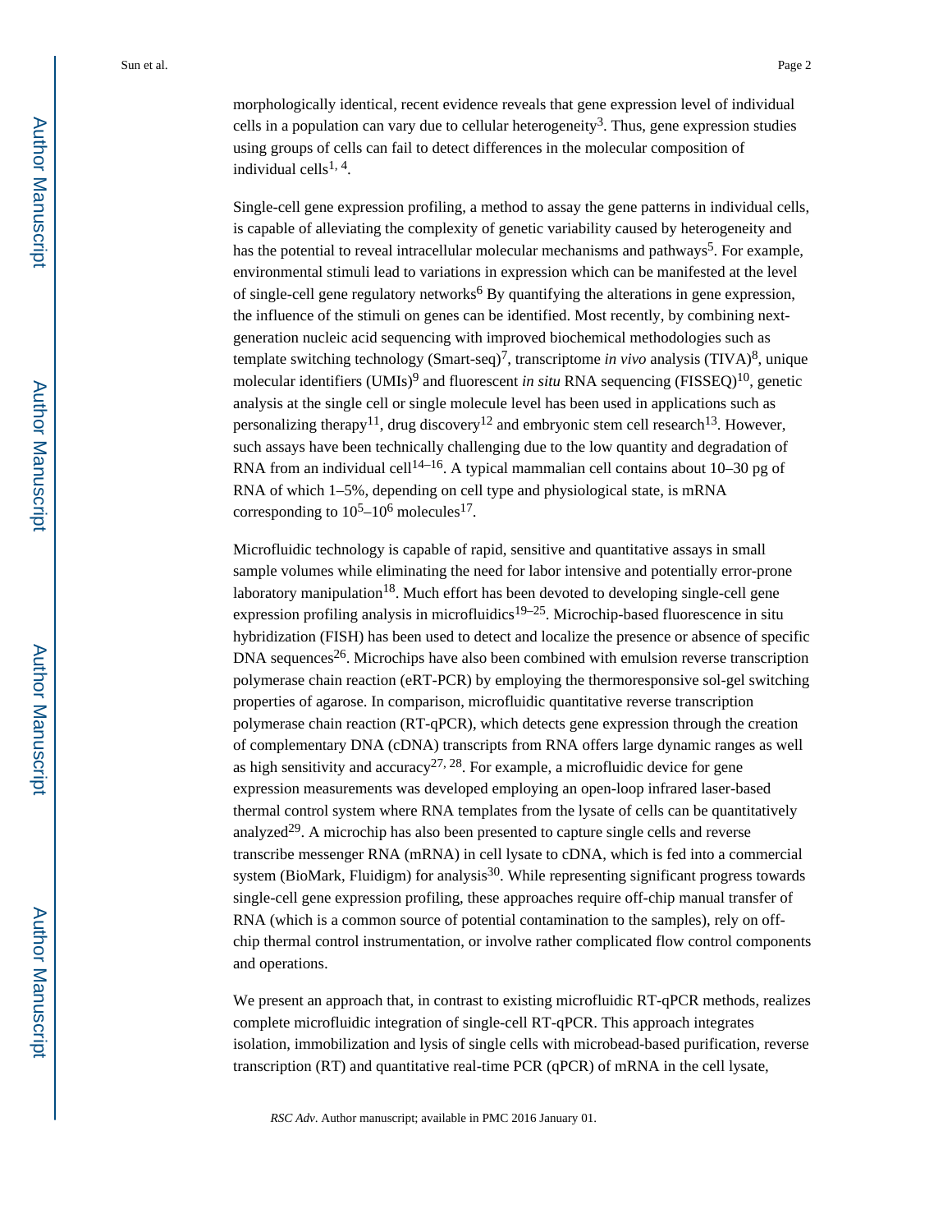morphologically identical, recent evidence reveals that gene expression level of individual cells in a population can vary due to cellular heterogeneity[3]. Thus, gene expression studies using groups of cells can fail to detect differences in the molecular composition of individual cells[1, 4].

Single-cell gene expression profiling, a method to assay the gene patterns in individual cells, is capable of alleviating the complexity of genetic variability caused by heterogeneity and has the potential to reveal intracellular molecular mechanisms and pathways[5]. For example, environmental stimuli lead to variations in expression which can be manifested at the level of single-cell gene regulatory networks[6] By quantifying the alterations in gene expression, the influence of the stimuli on genes can be identified. Most recently, by combining next-generation nucleic acid sequencing with improved biochemical methodologies such as template switching technology (Smart-seq)[7], transcriptome *in vivo* analysis (TIVA)[8], unique molecular identifiers (UMIs)[9] and fluorescent *in situ* RNA sequencing (FISSEQ)[10], genetic analysis at the single cell or single molecule level has been used in applications such as personalizing therapy[11], drug discovery[12] and embryonic stem cell research[13]. However, such assays have been technically challenging due to the low quantity and degradation of RNA from an individual cell[14–16]. A typical mammalian cell contains about 10–30 pg of RNA of which 1–5%, depending on cell type and physiological state, is mRNA corresponding to $10^5$–$10^6$ molecules[17].

Microfluidic technology is capable of rapid, sensitive and quantitative assays in small sample volumes while eliminating the need for labor intensive and potentially error-prone laboratory manipulation[18]. Much effort has been devoted to developing single-cell gene expression profiling analysis in microfluidics[19–25]. Microchip-based fluorescence in situ hybridization (FISH) has been used to detect and localize the presence or absence of specific DNA sequences[26]. Microchips have also been combined with emulsion reverse transcription polymerase chain reaction (eRT-PCR) by employing the thermoresponsive sol-gel switching properties of agarose. In comparison, microfluidic quantitative reverse transcription polymerase chain reaction (RT-qPCR), which detects gene expression through the creation of complementary DNA (cDNA) transcripts from RNA offers large dynamic ranges as well as high sensitivity and accuracy[27, 28]. For example, a microfluidic device for gene expression measurements was developed employing an open-loop infrared laser-based thermal control system where RNA templates from the lysate of cells can be quantitatively analyzed[29]. A microchip has also been presented to capture single cells and reverse transcribe messenger RNA (mRNA) in cell lysate to cDNA, which is fed into a commercial system (BioMark, Fluidigm) for analysis[30]. While representing significant progress towards single-cell gene expression profiling, these approaches require off-chip manual transfer of RNA (which is a common source of potential contamination to the samples), rely on off-chip thermal control instrumentation, or involve rather complicated flow control components and operations.

We present an approach that, in contrast to existing microfluidic RT-qPCR methods, realizes complete microfluidic integration of single-cell RT-qPCR. This approach integrates isolation, immobilization and lysis of single cells with microbead-based purification, reverse transcription (RT) and quantitative real-time PCR (qPCR) of mRNA in the cell lysate,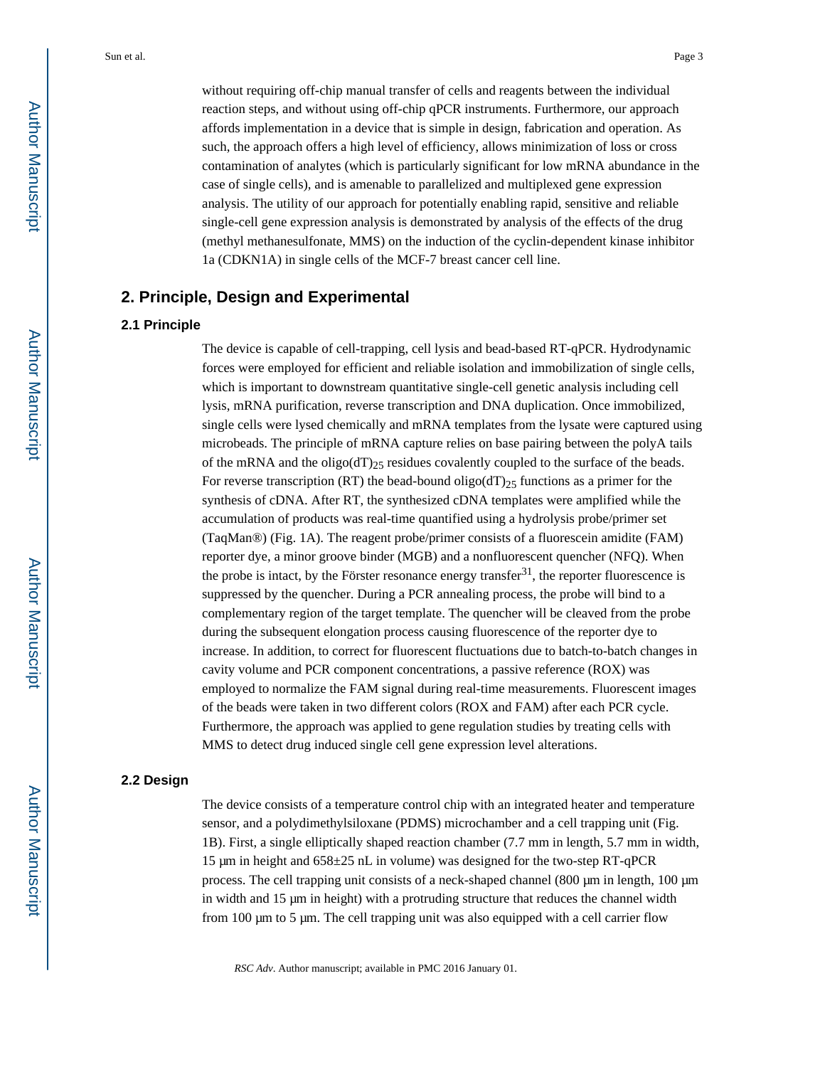without requiring off-chip manual transfer of cells and reagents between the individual reaction steps, and without using off-chip qPCR instruments. Furthermore, our approach affords implementation in a device that is simple in design, fabrication and operation. As such, the approach offers a high level of efficiency, allows minimization of loss or cross contamination of analytes (which is particularly significant for low mRNA abundance in the case of single cells), and is amenable to parallelized and multiplexed gene expression analysis. The utility of our approach for potentially enabling rapid, sensitive and reliable single-cell gene expression analysis is demonstrated by analysis of the effects of the drug (methyl methanesulfonate, MMS) on the induction of the cyclin-dependent kinase inhibitor 1a (CDKN1A) in single cells of the MCF-7 breast cancer cell line.

## 2. Principle, Design and Experimental

### 2.1 Principle

The device is capable of cell-trapping, cell lysis and bead-based RT-qPCR. Hydrodynamic forces were employed for efficient and reliable isolation and immobilization of single cells, which is important to downstream quantitative single-cell genetic analysis including cell lysis, mRNA purification, reverse transcription and DNA duplication. Once immobilized, single cells were lysed chemically and mRNA templates from the lysate were captured using microbeads. The principle of mRNA capture relies on base pairing between the polyA tails of the mRNA and the oligo$(dT)_{25}$ residues covalently coupled to the surface of the beads. For reverse transcription (RT) the bead-bound oligo$(dT)_{25}$ functions as a primer for the synthesis of cDNA. After RT, the synthesized cDNA templates were amplified while the accumulation of products was real-time quantified using a hydrolysis probe/primer set (TaqMan®) (Fig. 1A). The reagent probe/primer consists of a fluorescein amidite (FAM) reporter dye, a minor groove binder (MGB) and a nonfluorescent quencher (NFQ). When the probe is intact, by the Förster resonance energy transfer[31], the reporter fluorescence is suppressed by the quencher. During a PCR annealing process, the probe will bind to a complementary region of the target template. The quencher will be cleaved from the probe during the subsequent elongation process causing fluorescence of the reporter dye to increase. In addition, to correct for fluorescent fluctuations due to batch-to-batch changes in cavity volume and PCR component concentrations, a passive reference (ROX) was employed to normalize the FAM signal during real-time measurements. Fluorescent images of the beads were taken in two different colors (ROX and FAM) after each PCR cycle. Furthermore, the approach was applied to gene regulation studies by treating cells with MMS to detect drug induced single cell gene expression level alterations.

### 2.2 Design

The device consists of a temperature control chip with an integrated heater and temperature sensor, and a polydimethylsiloxane (PDMS) microchamber and a cell trapping unit (Fig. 1B). First, a single elliptically shaped reaction chamber (7.7 mm in length, 5.7 mm in width, 15 µm in height and 658±25 nL in volume) was designed for the two-step RT-qPCR process. The cell trapping unit consists of a neck-shaped channel (800 µm in length, 100 µm in width and 15 µm in height) with a protruding structure that reduces the channel width from 100 µm to 5 µm. The cell trapping unit was also equipped with a cell carrier flow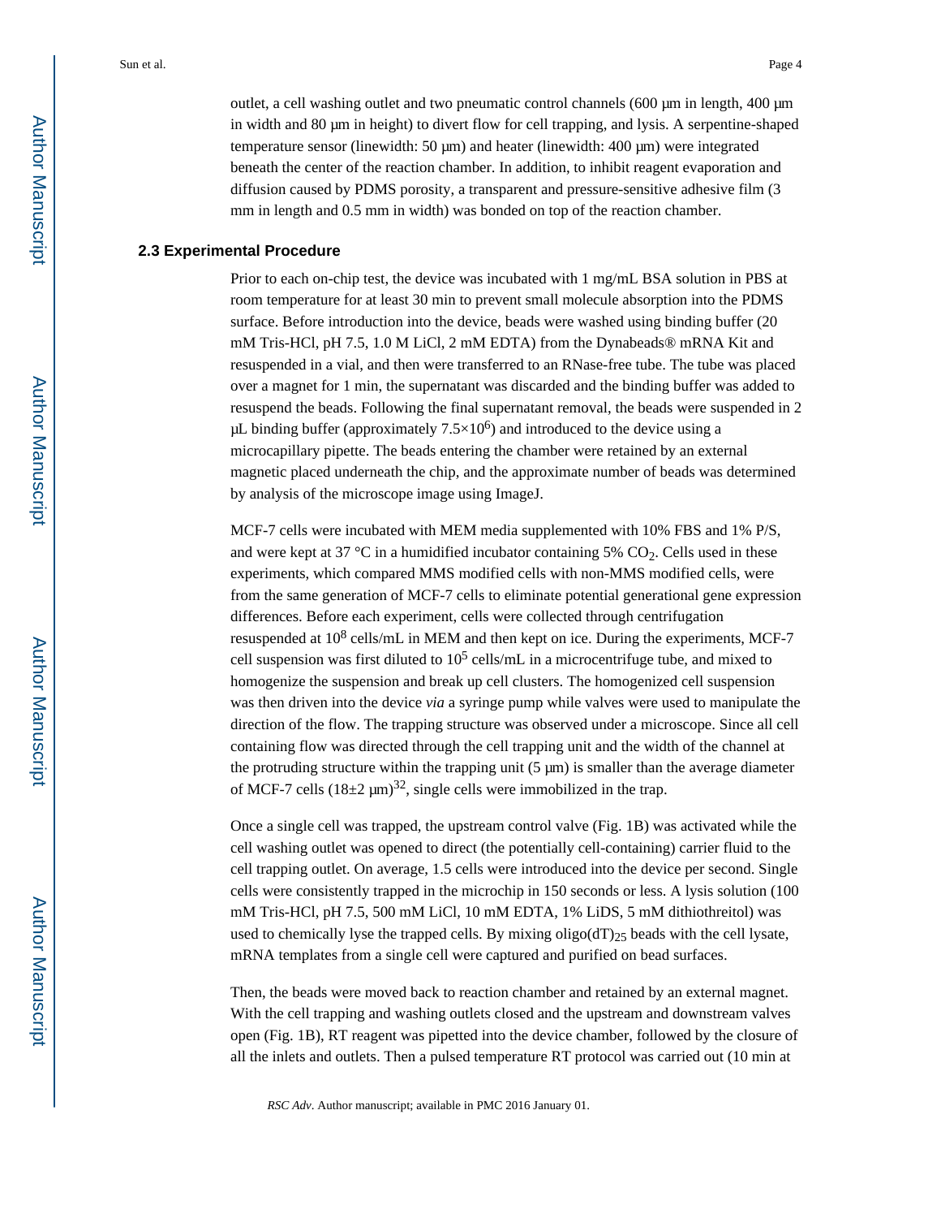outlet, a cell washing outlet and two pneumatic control channels (600 μm in length, 400 μm in width and 80 μm in height) to divert flow for cell trapping, and lysis. A serpentine-shaped temperature sensor (linewidth: 50 μm) and heater (linewidth: 400 μm) were integrated beneath the center of the reaction chamber. In addition, to inhibit reagent evaporation and diffusion caused by PDMS porosity, a transparent and pressure-sensitive adhesive film (3 mm in length and 0.5 mm in width) was bonded on top of the reaction chamber.

### 2.3 Experimental Procedure

Prior to each on-chip test, the device was incubated with 1 mg/mL BSA solution in PBS at room temperature for at least 30 min to prevent small molecule absorption into the PDMS surface. Before introduction into the device, beads were washed using binding buffer (20 mM Tris-HCl, pH 7.5, 1.0 M LiCl, 2 mM EDTA) from the Dynabeads® mRNA Kit and resuspended in a vial, and then were transferred to an RNase-free tube. The tube was placed over a magnet for 1 min, the supernatant was discarded and the binding buffer was added to resuspend the beads. Following the final supernatant removal, the beads were suspended in 2 μL binding buffer (approximately $7.5\times10^6$) and introduced to the device using a microcapillary pipette. The beads entering the chamber were retained by an external magnetic placed underneath the chip, and the approximate number of beads was determined by analysis of the microscope image using ImageJ.

MCF-7 cells were incubated with MEM media supplemented with 10% FBS and 1% P/S, and were kept at 37 °C in a humidified incubator containing 5% $CO_2$. Cells used in these experiments, which compared MMS modified cells with non-MMS modified cells, were from the same generation of MCF-7 cells to eliminate potential generational gene expression differences. Before each experiment, cells were collected through centrifugation resuspended at $10^8$ cells/mL in MEM and then kept on ice. During the experiments, MCF-7 cell suspension was first diluted to $10^5$ cells/mL in a microcentrifuge tube, and mixed to homogenize the suspension and break up cell clusters. The homogenized cell suspension was then driven into the device *via* a syringe pump while valves were used to manipulate the direction of the flow. The trapping structure was observed under a microscope. Since all cell containing flow was directed through the cell trapping unit and the width of the channel at the protruding structure within the trapping unit (5 μm) is smaller than the average diameter of MCF-7 cells (18±2 μm)[32], single cells were immobilized in the trap.

Once a single cell was trapped, the upstream control valve (Fig. 1B) was activated while the cell washing outlet was opened to direct (the potentially cell-containing) carrier fluid to the cell trapping outlet. On average, 1.5 cells were introduced into the device per second. Single cells were consistently trapped in the microchip in 150 seconds or less. A lysis solution (100 mM Tris-HCl, pH 7.5, 500 mM LiCl, 10 mM EDTA, 1% LiDS, 5 mM dithiothreitol) was used to chemically lyse the trapped cells. By mixing oligo$(dT)_{25}$ beads with the cell lysate, mRNA templates from a single cell were captured and purified on bead surfaces.

Then, the beads were moved back to reaction chamber and retained by an external magnet. With the cell trapping and washing outlets closed and the upstream and downstream valves open (Fig. 1B), RT reagent was pipetted into the device chamber, followed by the closure of all the inlets and outlets. Then a pulsed temperature RT protocol was carried out (10 min at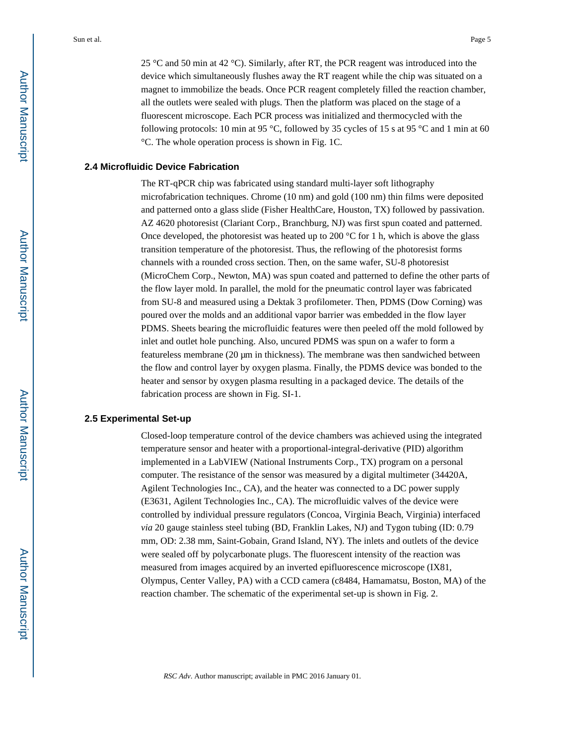25 °C and 50 min at 42 °C). Similarly, after RT, the PCR reagent was introduced into the device which simultaneously flushes away the RT reagent while the chip was situated on a magnet to immobilize the beads. Once PCR reagent completely filled the reaction chamber, all the outlets were sealed with plugs. Then the platform was placed on the stage of a fluorescent microscope. Each PCR process was initialized and thermocycled with the following protocols: 10 min at 95 °C, followed by 35 cycles of 15 s at 95 °C and 1 min at 60 °C. The whole operation process is shown in Fig. 1C.

### 2.4 Microfluidic Device Fabrication

The RT-qPCR chip was fabricated using standard multi-layer soft lithography microfabrication techniques. Chrome (10 nm) and gold (100 nm) thin films were deposited and patterned onto a glass slide (Fisher HealthCare, Houston, TX) followed by passivation. AZ 4620 photoresist (Clariant Corp., Branchburg, NJ) was first spun coated and patterned. Once developed, the photoresist was heated up to 200 °C for 1 h, which is above the glass transition temperature of the photoresist. Thus, the reflowing of the photoresist forms channels with a rounded cross section. Then, on the same wafer, SU-8 photoresist (MicroChem Corp., Newton, MA) was spun coated and patterned to define the other parts of the flow layer mold. In parallel, the mold for the pneumatic control layer was fabricated from SU-8 and measured using a Dektak 3 profilometer. Then, PDMS (Dow Corning) was poured over the molds and an additional vapor barrier was embedded in the flow layer PDMS. Sheets bearing the microfluidic features were then peeled off the mold followed by inlet and outlet hole punching. Also, uncured PDMS was spun on a wafer to form a featureless membrane (20 μm in thickness). The membrane was then sandwiched between the flow and control layer by oxygen plasma. Finally, the PDMS device was bonded to the heater and sensor by oxygen plasma resulting in a packaged device. The details of the fabrication process are shown in Fig. SI-1.

### 2.5 Experimental Set-up

Closed-loop temperature control of the device chambers was achieved using the integrated temperature sensor and heater with a proportional-integral-derivative (PID) algorithm implemented in a LabVIEW (National Instruments Corp., TX) program on a personal computer. The resistance of the sensor was measured by a digital multimeter (34420A, Agilent Technologies Inc., CA), and the heater was connected to a DC power supply (E3631, Agilent Technologies Inc., CA). The microfluidic valves of the device were controlled by individual pressure regulators (Concoa, Virginia Beach, Virginia) interfaced *via* 20 gauge stainless steel tubing (BD, Franklin Lakes, NJ) and Tygon tubing (ID: 0.79 mm, OD: 2.38 mm, Saint-Gobain, Grand Island, NY). The inlets and outlets of the device were sealed off by polycarbonate plugs. The fluorescent intensity of the reaction was measured from images acquired by an inverted epifluorescence microscope (IX81, Olympus, Center Valley, PA) with a CCD camera (c8484, Hamamatsu, Boston, MA) of the reaction chamber. The schematic of the experimental set-up is shown in Fig. 2.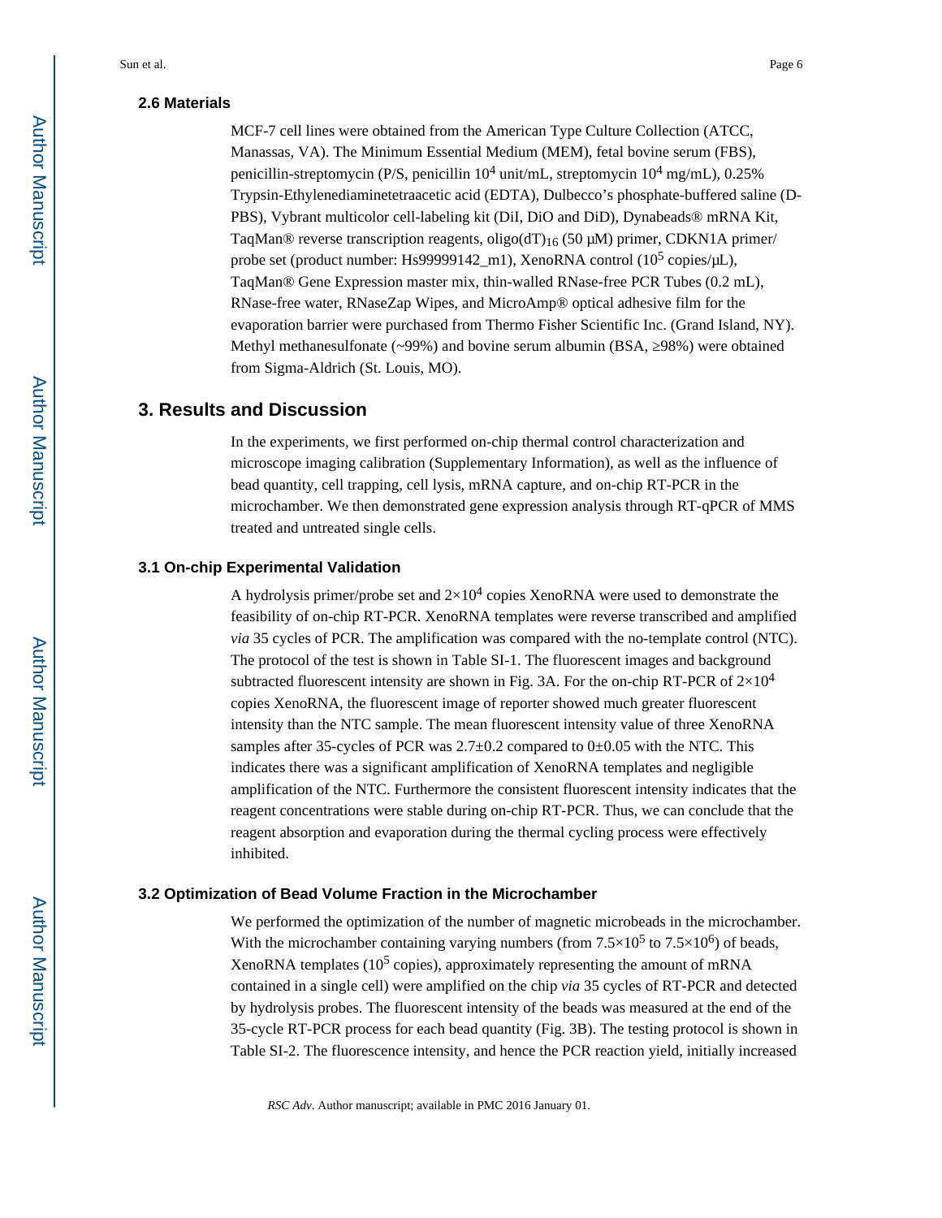### 2.6 Materials

MCF-7 cell lines were obtained from the American Type Culture Collection (ATCC, Manassas, VA). The Minimum Essential Medium (MEM), fetal bovine serum (FBS), penicillin-streptomycin (P/S, penicillin $10^4$ unit/mL, streptomycin $10^4$ mg/mL), 0.25% Trypsin-Ethylenediaminetetraacetic acid (EDTA), Dulbecco's phosphate-buffered saline (D-PBS), Vybrant multicolor cell-labeling kit (DiI, DiO and DiD), Dynabeads® mRNA Kit, TaqMan® reverse transcription reagents, oligo$(dT)_{16}$ (50 μM) primer, CDKN1A primer/probe set (product number: Hs99999142_m1), XenoRNA control ($10^5$ copies/μL), TaqMan® Gene Expression master mix, thin-walled RNase-free PCR Tubes (0.2 mL), RNase-free water, RNaseZap Wipes, and MicroAmp® optical adhesive film for the evaporation barrier were purchased from Thermo Fisher Scientific Inc. (Grand Island, NY). Methyl methanesulfonate (~99%) and bovine serum albumin (BSA, ≥98%) were obtained from Sigma-Aldrich (St. Louis, MO).

## 3. Results and Discussion

In the experiments, we first performed on-chip thermal control characterization and microscope imaging calibration (Supplementary Information), as well as the influence of bead quantity, cell trapping, cell lysis, mRNA capture, and on-chip RT-PCR in the microchamber. We then demonstrated gene expression analysis through RT-qPCR of MMS treated and untreated single cells.

### 3.1 On-chip Experimental Validation

A hydrolysis primer/probe set and $2\times10^4$ copies XenoRNA were used to demonstrate the feasibility of on-chip RT-PCR. XenoRNA templates were reverse transcribed and amplified *via* 35 cycles of PCR. The amplification was compared with the no-template control (NTC). The protocol of the test is shown in Table SI-1. The fluorescent images and background subtracted fluorescent intensity are shown in Fig. 3A. For the on-chip RT-PCR of $2\times10^4$ copies XenoRNA, the fluorescent image of reporter showed much greater fluorescent intensity than the NTC sample. The mean fluorescent intensity value of three XenoRNA samples after 35-cycles of PCR was $2.7\pm0.2$ compared to $0\pm0.05$ with the NTC. This indicates there was a significant amplification of XenoRNA templates and negligible amplification of the NTC. Furthermore the consistent fluorescent intensity indicates that the reagent concentrations were stable during on-chip RT-PCR. Thus, we can conclude that the reagent absorption and evaporation during the thermal cycling process were effectively inhibited.

### 3.2 Optimization of Bead Volume Fraction in the Microchamber

We performed the optimization of the number of magnetic microbeads in the microchamber. With the microchamber containing varying numbers (from $7.5\times10^5$ to $7.5\times10^6$) of beads, XenoRNA templates ($10^5$ copies), approximately representing the amount of mRNA contained in a single cell) were amplified on the chip *via* 35 cycles of RT-PCR and detected by hydrolysis probes. The fluorescent intensity of the beads was measured at the end of the 35-cycle RT-PCR process for each bead quantity (Fig. 3B). The testing protocol is shown in Table SI-2. The fluorescence intensity, and hence the PCR reaction yield, initially increased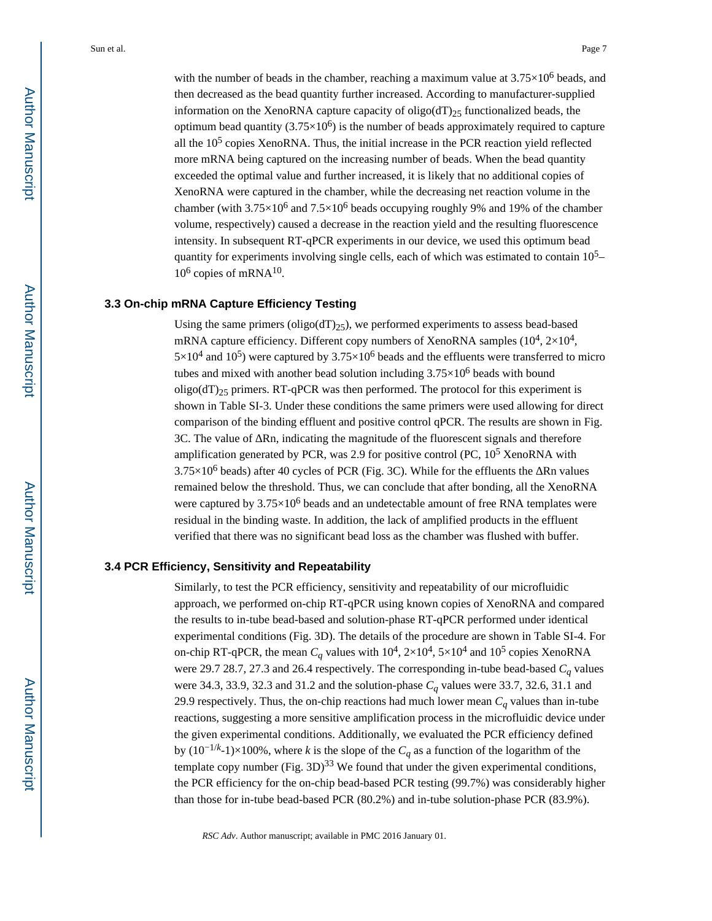with the number of beads in the chamber, reaching a maximum value at $3.75\times10^6$ beads, and then decreased as the bead quantity further increased. According to manufacturer-supplied information on the XenoRNA capture capacity of oligo(dT)$_{25}$ functionalized beads, the optimum bead quantity ($3.75\times10^6$) is the number of beads approximately required to capture all the $10^5$ copies XenoRNA. Thus, the initial increase in the PCR reaction yield reflected more mRNA being captured on the increasing number of beads. When the bead quantity exceeded the optimal value and further increased, it is likely that no additional copies of XenoRNA were captured in the chamber, while the decreasing net reaction volume in the chamber (with $3.75\times10^6$ and $7.5\times10^6$ beads occupying roughly 9% and 19% of the chamber volume, respectively) caused a decrease in the reaction yield and the resulting fluorescence intensity. In subsequent RT-qPCR experiments in our device, we used this optimum bead quantity for experiments involving single cells, each of which was estimated to contain $10^5$–$10^6$ copies of mRNA[10].

### 3.3 On-chip mRNA Capture Efficiency Testing

Using the same primers (oligo(dT)$_{25}$), we performed experiments to assess bead-based mRNA capture efficiency. Different copy numbers of XenoRNA samples ($10^4$, $2\times10^4$, $5\times10^4$ and $10^5$) were captured by $3.75\times10^6$ beads and the effluents were transferred to micro tubes and mixed with another bead solution including $3.75\times10^6$ beads with bound oligo(dT)$_{25}$ primers. RT-qPCR was then performed. The protocol for this experiment is shown in Table SI-3. Under these conditions the same primers were used allowing for direct comparison of the binding effluent and positive control qPCR. The results are shown in Fig. 3C. The value of ΔRn, indicating the magnitude of the fluorescent signals and therefore amplification generated by PCR, was 2.9 for positive control (PC, $10^5$ XenoRNA with $3.75\times10^6$ beads) after 40 cycles of PCR (Fig. 3C). While for the effluents the ΔRn values remained below the threshold. Thus, we can conclude that after bonding, all the XenoRNA were captured by $3.75\times10^6$ beads and an undetectable amount of free RNA templates were residual in the binding waste. In addition, the lack of amplified products in the effluent verified that there was no significant bead loss as the chamber was flushed with buffer.

### 3.4 PCR Efficiency, Sensitivity and Repeatability

Similarly, to test the PCR efficiency, sensitivity and repeatability of our microfluidic approach, we performed on-chip RT-qPCR using known copies of XenoRNA and compared the results to in-tube bead-based and solution-phase RT-qPCR performed under identical experimental conditions (Fig. 3D). The details of the procedure are shown in Table SI-4. For on-chip RT-qPCR, the mean $C_q$ values with $10^4$, $2\times10^4$, $5\times10^4$ and $10^5$ copies XenoRNA were 29.7 28.7, 27.3 and 26.4 respectively. The corresponding in-tube bead-based $C_q$ values were 34.3, 33.9, 32.3 and 31.2 and the solution-phase $C_q$ values were 33.7, 32.6, 31.1 and 29.9 respectively. Thus, the on-chip reactions had much lower mean $C_q$ values than in-tube reactions, suggesting a more sensitive amplification process in the microfluidic device under the given experimental conditions. Additionally, we evaluated the PCR efficiency defined by $(10^{-1/k}-1)\times100\%$, where $k$ is the slope of the $C_q$ as a function of the logarithm of the template copy number (Fig. 3D)[33] We found that under the given experimental conditions, the PCR efficiency for the on-chip bead-based PCR testing (99.7%) was considerably higher than those for in-tube bead-based PCR (80.2%) and in-tube solution-phase PCR (83.9%).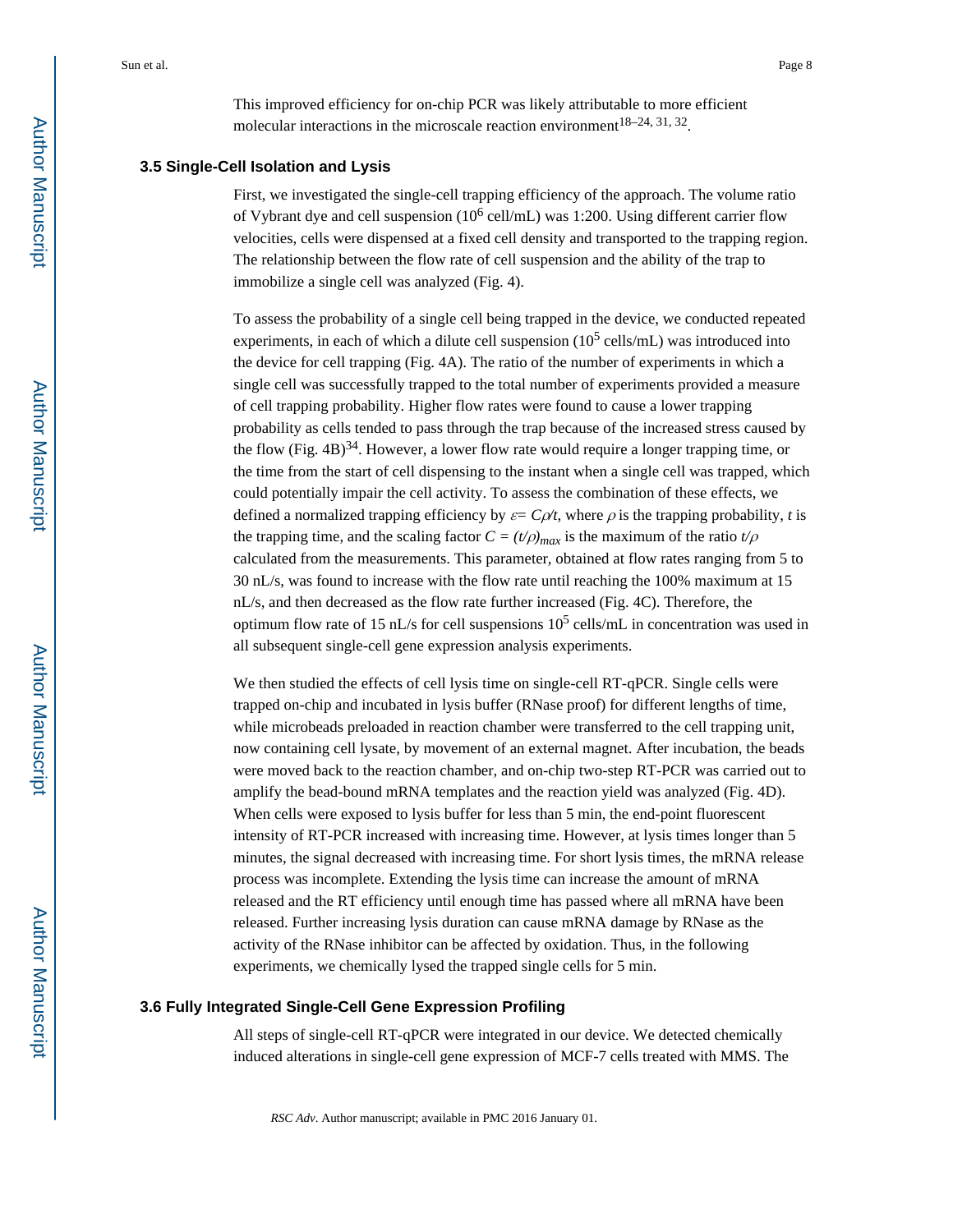This improved efficiency for on-chip PCR was likely attributable to more efficient molecular interactions in the microscale reaction environment[18–24, 31, 32].

### 3.5 Single-Cell Isolation and Lysis

First, we investigated the single-cell trapping efficiency of the approach. The volume ratio of Vybrant dye and cell suspension ($10^6$ cell/mL) was 1:200. Using different carrier flow velocities, cells were dispensed at a fixed cell density and transported to the trapping region. The relationship between the flow rate of cell suspension and the ability of the trap to immobilize a single cell was analyzed (Fig. 4).

To assess the probability of a single cell being trapped in the device, we conducted repeated experiments, in each of which a dilute cell suspension ($10^5$ cells/mL) was introduced into the device for cell trapping (Fig. 4A). The ratio of the number of experiments in which a single cell was successfully trapped to the total number of experiments provided a measure of cell trapping probability. Higher flow rates were found to cause a lower trapping probability as cells tended to pass through the trap because of the increased stress caused by the flow (Fig. 4B)[34]. However, a lower flow rate would require a longer trapping time, or the time from the start of cell dispensing to the instant when a single cell was trapped, which could potentially impair the cell activity. To assess the combination of these effects, we defined a normalized trapping efficiency by $\varepsilon = C\rho/t$, where $\rho$ is the trapping probability, $t$ is the trapping time, and the scaling factor $C = (t/\rho)_{max}$ is the maximum of the ratio $t/\rho$ calculated from the measurements. This parameter, obtained at flow rates ranging from 5 to 30 nL/s, was found to increase with the flow rate until reaching the 100% maximum at 15 nL/s, and then decreased as the flow rate further increased (Fig. 4C). Therefore, the optimum flow rate of 15 nL/s for cell suspensions $10^5$ cells/mL in concentration was used in all subsequent single-cell gene expression analysis experiments.

We then studied the effects of cell lysis time on single-cell RT-qPCR. Single cells were trapped on-chip and incubated in lysis buffer (RNase proof) for different lengths of time, while microbeads preloaded in reaction chamber were transferred to the cell trapping unit, now containing cell lysate, by movement of an external magnet. After incubation, the beads were moved back to the reaction chamber, and on-chip two-step RT-PCR was carried out to amplify the bead-bound mRNA templates and the reaction yield was analyzed (Fig. 4D). When cells were exposed to lysis buffer for less than 5 min, the end-point fluorescent intensity of RT-PCR increased with increasing time. However, at lysis times longer than 5 minutes, the signal decreased with increasing time. For short lysis times, the mRNA release process was incomplete. Extending the lysis time can increase the amount of mRNA released and the RT efficiency until enough time has passed where all mRNA have been released. Further increasing lysis duration can cause mRNA damage by RNase as the activity of the RNase inhibitor can be affected by oxidation. Thus, in the following experiments, we chemically lysed the trapped single cells for 5 min.

### 3.6 Fully Integrated Single-Cell Gene Expression Profiling

All steps of single-cell RT-qPCR were integrated in our device. We detected chemically induced alterations in single-cell gene expression of MCF-7 cells treated with MMS. The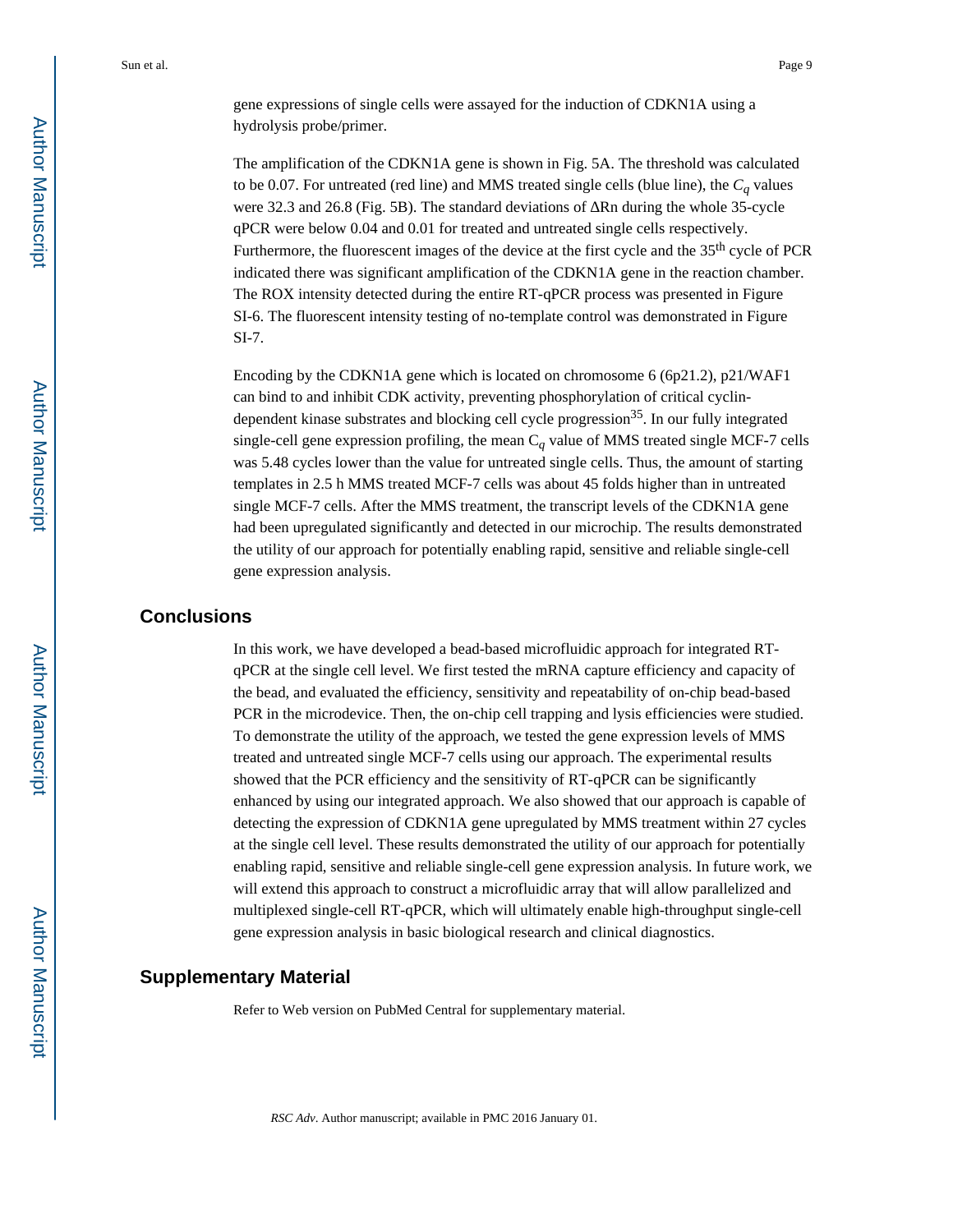gene expressions of single cells were assayed for the induction of CDKN1A using a hydrolysis probe/primer.

The amplification of the CDKN1A gene is shown in Fig. 5A. The threshold was calculated to be 0.07. For untreated (red line) and MMS treated single cells (blue line), the $C_q$ values were 32.3 and 26.8 (Fig. 5B). The standard deviations of ΔRn during the whole 35-cycle qPCR were below 0.04 and 0.01 for treated and untreated single cells respectively. Furthermore, the fluorescent images of the device at the first cycle and the 35$^{th}$ cycle of PCR indicated there was significant amplification of the CDKN1A gene in the reaction chamber. The ROX intensity detected during the entire RT-qPCR process was presented in Figure SI-6. The fluorescent intensity testing of no-template control was demonstrated in Figure SI-7.

Encoding by the CDKN1A gene which is located on chromosome 6 (6p21.2), p21/WAF1 can bind to and inhibit CDK activity, preventing phosphorylation of critical cyclin-dependent kinase substrates and blocking cell cycle progression[35]. In our fully integrated single-cell gene expression profiling, the mean $C_q$ value of MMS treated single MCF-7 cells was 5.48 cycles lower than the value for untreated single cells. Thus, the amount of starting templates in 2.5 h MMS treated MCF-7 cells was about 45 folds higher than in untreated single MCF-7 cells. After the MMS treatment, the transcript levels of the CDKN1A gene had been upregulated significantly and detected in our microchip. The results demonstrated the utility of our approach for potentially enabling rapid, sensitive and reliable single-cell gene expression analysis.

## Conclusions

In this work, we have developed a bead-based microfluidic approach for integrated RT-qPCR at the single cell level. We first tested the mRNA capture efficiency and capacity of the bead, and evaluated the efficiency, sensitivity and repeatability of on-chip bead-based PCR in the microdevice. Then, the on-chip cell trapping and lysis efficiencies were studied. To demonstrate the utility of the approach, we tested the gene expression levels of MMS treated and untreated single MCF-7 cells using our approach. The experimental results showed that the PCR efficiency and the sensitivity of RT-qPCR can be significantly enhanced by using our integrated approach. We also showed that our approach is capable of detecting the expression of CDKN1A gene upregulated by MMS treatment within 27 cycles at the single cell level. These results demonstrated the utility of our approach for potentially enabling rapid, sensitive and reliable single-cell gene expression analysis. In future work, we will extend this approach to construct a microfluidic array that will allow parallelized and multiplexed single-cell RT-qPCR, which will ultimately enable high-throughput single-cell gene expression analysis in basic biological research and clinical diagnostics.

## Supplementary Material

Refer to Web version on PubMed Central for supplementary material.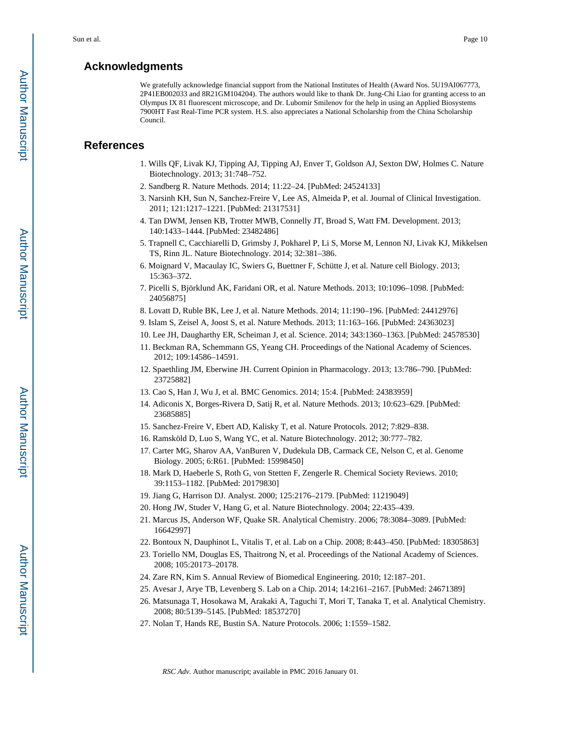## Acknowledgments

We gratefully acknowledge financial support from the National Institutes of Health (Award Nos. 5U19AI067773, 2P41EB002033 and 8R21GM104204). The authors would like to thank Dr. Jung-Chi Liao for granting access to an Olympus IX 81 fluorescent microscope, and Dr. Lubomir Smilenov for the help in using an Applied Biosystems 7900HT Fast Real-Time PCR system. H.S. also appreciates a National Scholarship from the China Scholarship Council.

## References

1. Wills QF, Livak KJ, Tipping AJ, Tipping AJ, Enver T, Goldson AJ, Sexton DW, Holmes C. Nature Biotechnology. 2013; 31:748–752.
2. Sandberg R. Nature Methods. 2014; 11:22–24. [PubMed: 24524133]
3. Narsinh KH, Sun N, Sanchez-Freire V, Lee AS, Almeida P, et al. Journal of Clinical Investigation. 2011; 121:1217–1221. [PubMed: 21317531]
4. Tan DWM, Jensen KB, Trotter MWB, Connelly JT, Broad S, Watt FM. Development. 2013; 140:1433–1444. [PubMed: 23482486]
5. Trapnell C, Cacchiarelli D, Grimsby J, Pokharel P, Li S, Morse M, Lennon NJ, Livak KJ, Mikkelsen TS, Rinn JL. Nature Biotechnology. 2014; 32:381–386.
6. Moignard V, Macaulay IC, Swiers G, Buettner F, Schütte J, et al. Nature cell Biology. 2013; 15:363–372.
7. Picelli S, Björklund ÅK, Faridani OR, et al. Nature Methods. 2013; 10:1096–1098. [PubMed: 24056875]
8. Lovatt D, Ruble BK, Lee J, et al. Nature Methods. 2014; 11:190–196. [PubMed: 24412976]
9. Islam S, Zeisel A, Joost S, et al. Nature Methods. 2013; 11:163–166. [PubMed: 24363023]
10. Lee JH, Daugharthy ER, Scheiman J, et al. Science. 2014; 343:1360–1363. [PubMed: 24578530]
11. Beckman RA, Schemmann GS, Yeang CH. Proceedings of the National Academy of Sciences. 2012; 109:14586–14591.
12. Spaethling JM, Eberwine JH. Current Opinion in Pharmacology. 2013; 13:786–790. [PubMed: 23725882]
13. Cao S, Han J, Wu J, et al. BMC Genomics. 2014; 15:4. [PubMed: 24383959]
14. Adiconis X, Borges-Rivera D, Satij R, et al. Nature Methods. 2013; 10:623–629. [PubMed: 23685885]
15. Sanchez-Freire V, Ebert AD, Kalisky T, et al. Nature Protocols. 2012; 7:829–838.
16. Ramsköld D, Luo S, Wang YC, et al. Nature Biotechnology. 2012; 30:777–782.
17. Carter MG, Sharov AA, VanBuren V, Dudekula DB, Carmack CE, Nelson C, et al. Genome Biology. 2005; 6:R61. [PubMed: 15998450]
18. Mark D, Haeberle S, Roth G, von Stetten F, Zengerle R. Chemical Society Reviews. 2010; 39:1153–1182. [PubMed: 20179830]
19. Jiang G, Harrison DJ. Analyst. 2000; 125:2176–2179. [PubMed: 11219049]
20. Hong JW, Studer V, Hang G, et al. Nature Biotechnology. 2004; 22:435–439.
21. Marcus JS, Anderson WF, Quake SR. Analytical Chemistry. 2006; 78:3084–3089. [PubMed: 16642997]
22. Bontoux N, Dauphinot L, Vitalis T, et al. Lab on a Chip. 2008; 8:443–450. [PubMed: 18305863]
23. Toriello NM, Douglas ES, Thaitrong N, et al. Proceedings of the National Academy of Sciences. 2008; 105:20173–20178.
24. Zare RN, Kim S. Annual Review of Biomedical Engineering. 2010; 12:187–201.
25. Avesar J, Arye TB, Levenberg S. Lab on a Chip. 2014; 14:2161–2167. [PubMed: 24671389]
26. Matsunaga T, Hosokawa M, Arakaki A, Taguchi T, Mori T, Tanaka T, et al. Analytical Chemistry. 2008; 80:5139–5145. [PubMed: 18537270]
27. Nolan T, Hands RE, Bustin SA. Nature Protocols. 2006; 1:1559–1582.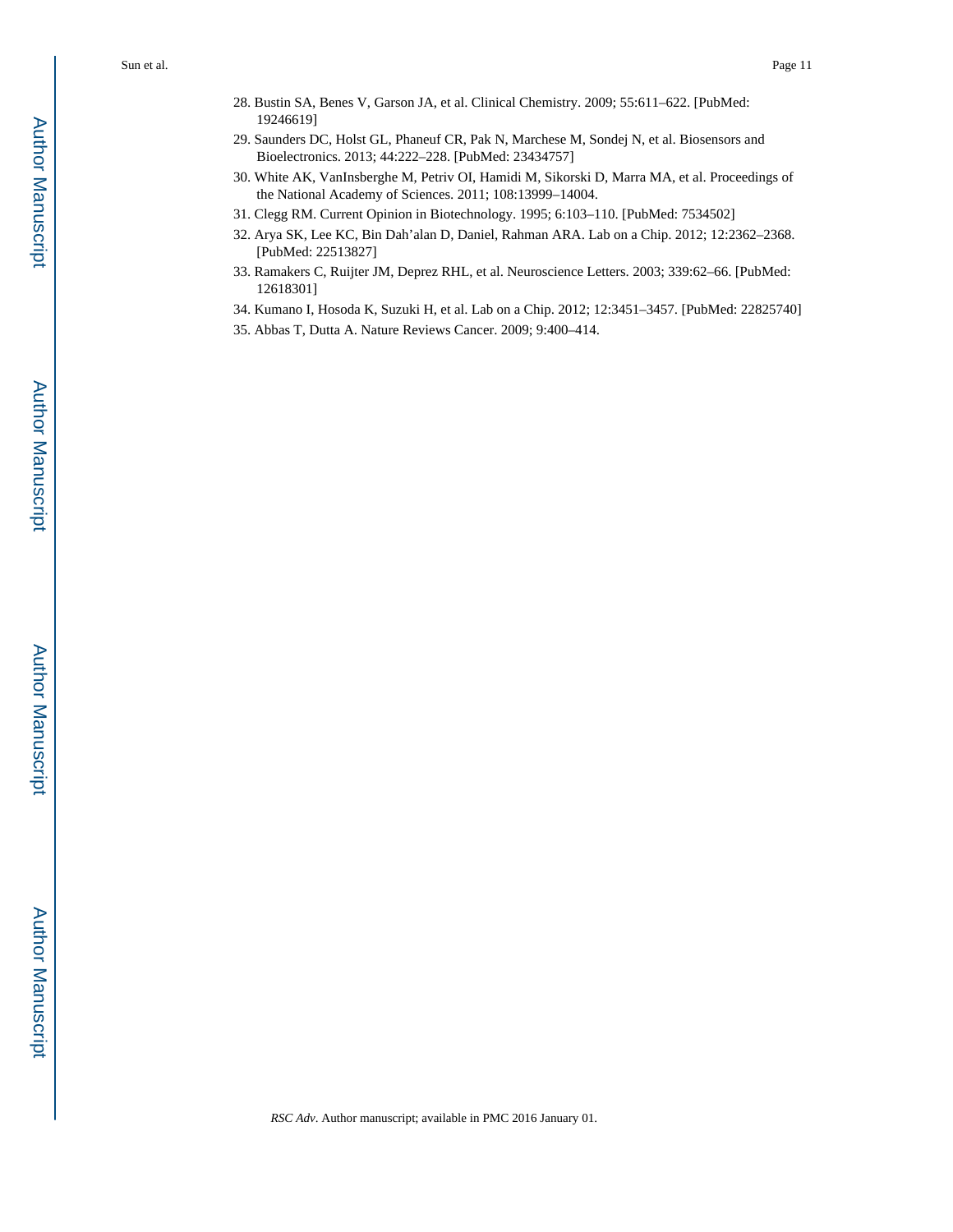28. Bustin SA, Benes V, Garson JA, et al. Clinical Chemistry. 2009; 55:611–622. [PubMed: 19246619]
29. Saunders DC, Holst GL, Phaneuf CR, Pak N, Marchese M, Sondej N, et al. Biosensors and Bioelectronics. 2013; 44:222–228. [PubMed: 23434757]
30. White AK, VanInsberghe M, Petriv OI, Hamidi M, Sikorski D, Marra MA, et al. Proceedings of the National Academy of Sciences. 2011; 108:13999–14004.
31. Clegg RM. Current Opinion in Biotechnology. 1995; 6:103–110. [PubMed: 7534502]
32. Arya SK, Lee KC, Bin Dah'alan D, Daniel, Rahman ARA. Lab on a Chip. 2012; 12:2362–2368. [PubMed: 22513827]
33. Ramakers C, Ruijter JM, Deprez RHL, et al. Neuroscience Letters. 2003; 339:62–66. [PubMed: 12618301]
34. Kumano I, Hosoda K, Suzuki H, et al. Lab on a Chip. 2012; 12:3451–3457. [PubMed: 22825740]
35. Abbas T, Dutta A. Nature Reviews Cancer. 2009; 9:400–414.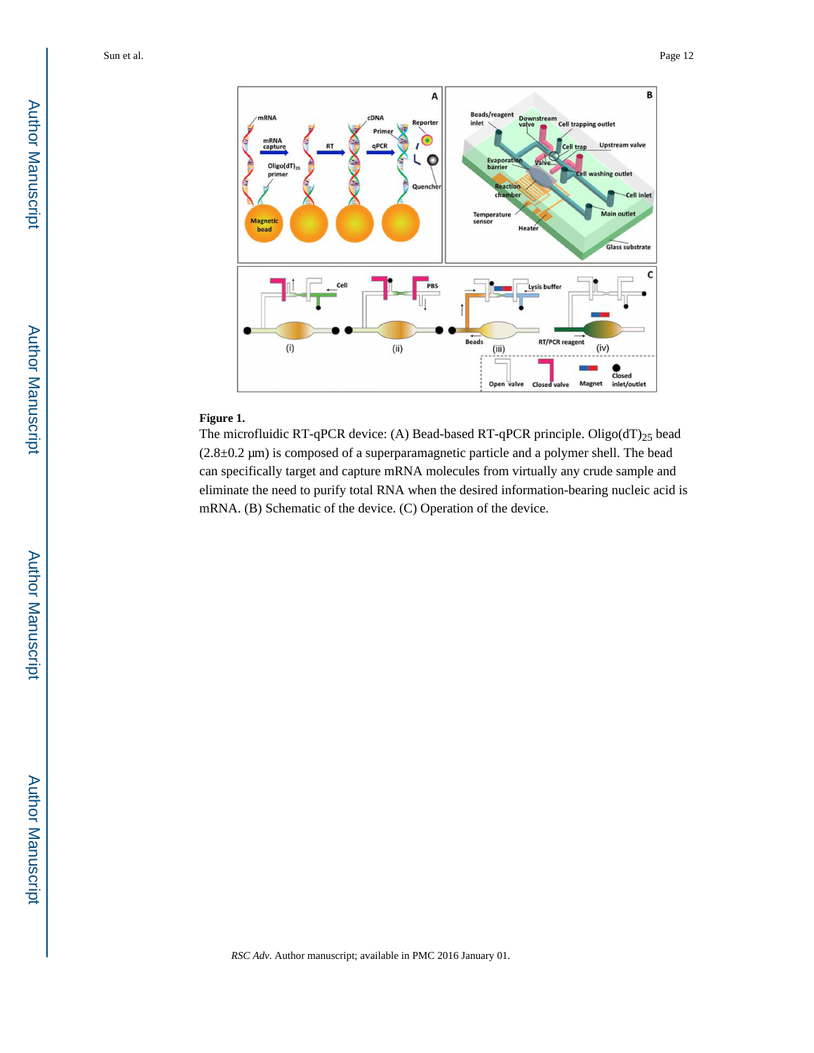A

mRNA

mRNA capture

Oligo(dT)$_{25}$ primer

Magnetic bead

RT

cDNA

Primer

qPCR

Reporter

Quencher

B

Beads/reagent inlet

Downstream valve

Cell trapping outlet

Cell trap

Upstream valve

Evaporation barrier

Valve

Cell washing outlet

Reaction chamber

Cell inlet

Main outlet

Temperature sensor

Heater

Glass substrate

C

Cell

(i)

PBS

(ii)

Lysis buffer

Beads

(iii)

RT/PCR reagent

(iv)

Open valve

Closed valve

Magnet

Closed inlet/outlet

**Figure 1.**

The microfluidic RT-qPCR device: (A) Bead-based RT-qPCR principle. Oligo(dT)$_{25}$ bead (2.8±0.2 μm) is composed of a superparamagnetic particle and a polymer shell. The bead can specifically target and capture mRNA molecules from virtually any crude sample and eliminate the need to purify total RNA when the desired information-bearing nucleic acid is mRNA. (B) Schematic of the device. (C) Operation of the device.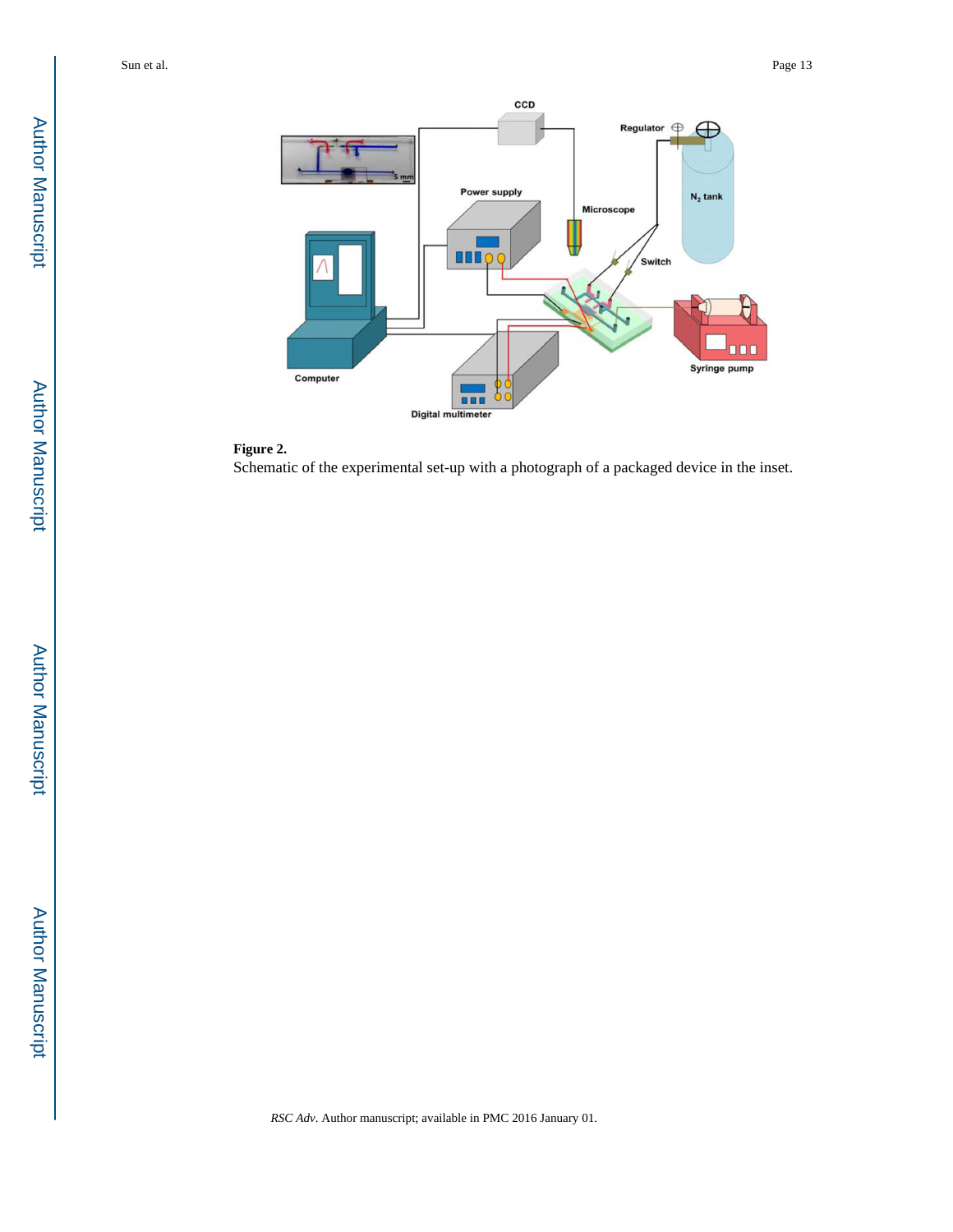CCD

Regulator

$N_2$ tank

Power supply

Microscope

5 mm

Switch

Syringe pump

Computer

Digital multimeter

**Figure 2.**

Schematic of the experimental set-up with a photograph of a packaged device in the inset.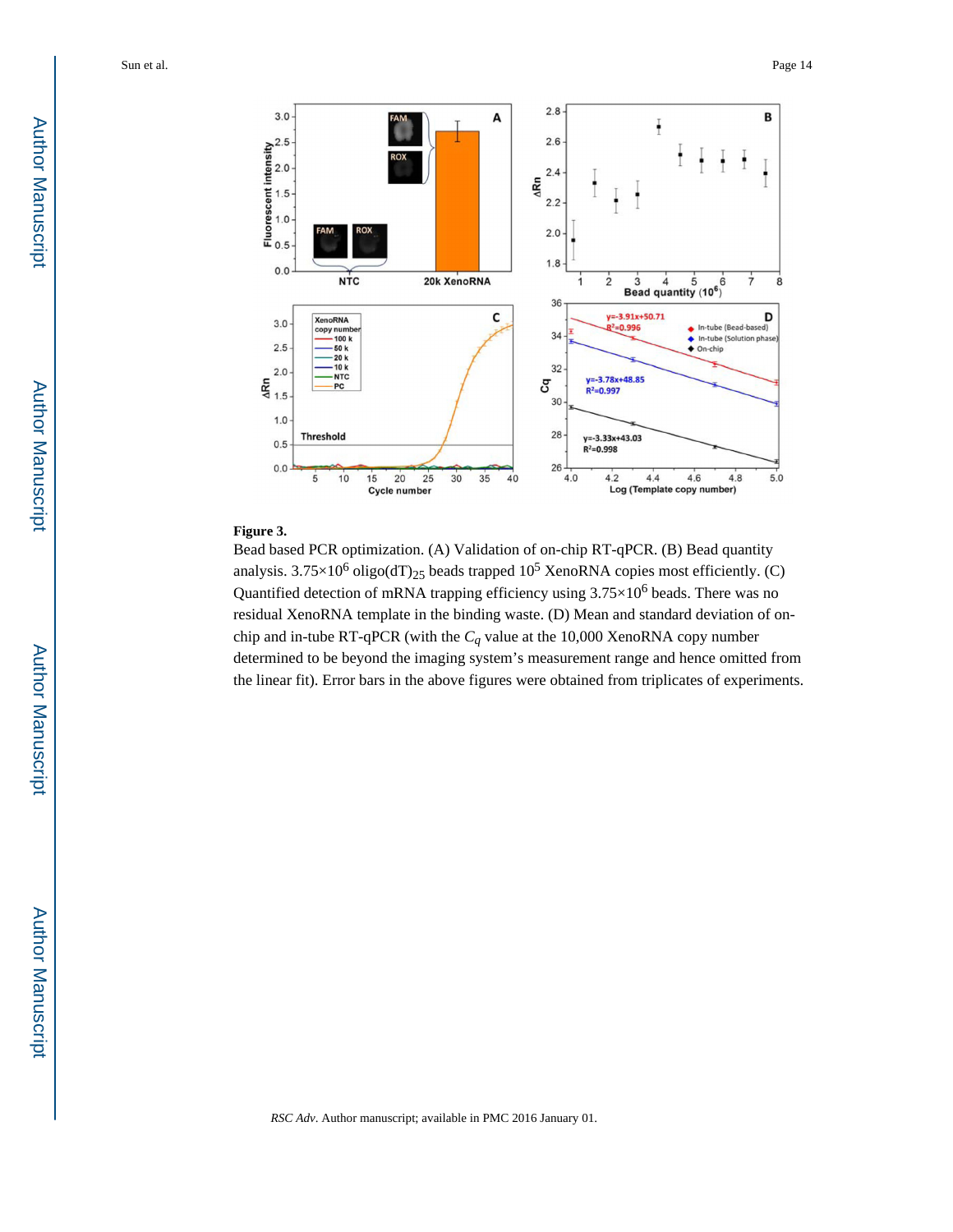A
3.0
2.5
2.0
1.5
1.0
0.5
0.0
Fluorescent intensity
FAM
ROX
FAM
ROX
NTC
20k XenoRNA

B
2.8
2.6
2.4
2.2
2.0
1.8
ΔRn
1 2 3 4 5 6 7 8
Bead quantity ($10^6$)

C
XenoRNA copy number
100 k
50 k
20 k
10 k
NTC
PC
3.0
2.5
2.0
1.5
1.0
0.5
0.0
ΔRn
Threshold
5 10 15 20 25 30 35 40
Cycle number

D
y=-3.91x+50.71
$R^2$=0.996
In-tube (Bead-based)
In-tube (Solution phase)
On-chip
y=-3.78x+48.85
$R^2$=0.997
y=-3.33x+43.03
$R^2$=0.998
36
34
32
30
28
26
Cq
4.0 4.2 4.4 4.6 4.8 5.0
Log (Template copy number)

**Figure 3.**

Bead based PCR optimization. (A) Validation of on-chip RT-qPCR. (B) Bead quantity analysis. $3.75\times10^6$ oligo(dT)$_{25}$ beads trapped $10^5$ XenoRNA copies most efficiently. (C) Quantified detection of mRNA trapping efficiency using $3.75\times10^6$ beads. There was no residual XenoRNA template in the binding waste. (D) Mean and standard deviation of on-chip and in-tube RT-qPCR (with the $C_q$ value at the 10,000 XenoRNA copy number determined to be beyond the imaging system's measurement range and hence omitted from the linear fit). Error bars in the above figures were obtained from triplicates of experiments.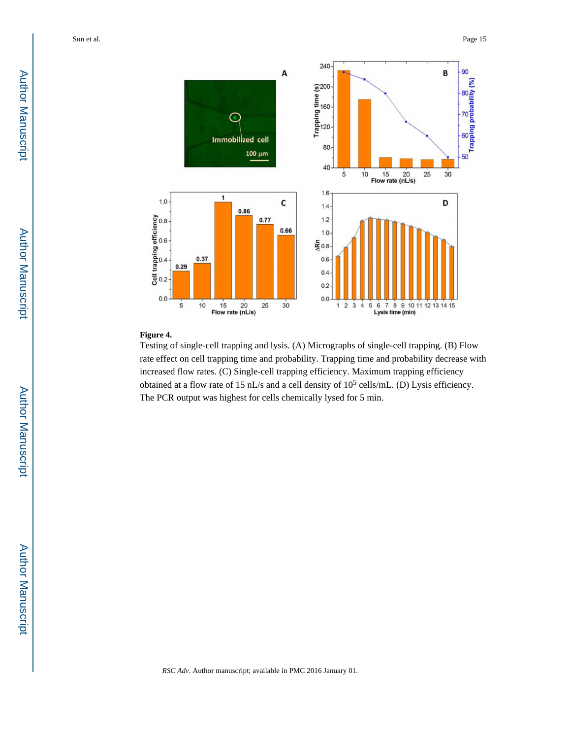A

Immobilized cell

100 μm

B

Trapping time (s)

Trapping probability (%)

240
200
160
120
80
40

90
80
70
60
50

5 10 15 20 25 30

Flow rate (nL/s)

C

Cell trapping efficiency

1.0
0.8
0.6
0.4
0.2
0.0

0.29
0.37
1
0.86
0.77
0.66

5 10 15 20 25 30

Flow rate (nL/s)

D

ΔRn

1.6
1.4
1.2
1.0
0.8
0.6
0.4
0.2
0.0

1 2 3 4 5 6 7 8 9 10 11 12 13 14 15

Lysis time (min)

**Figure 4.**

Testing of single-cell trapping and lysis. (A) Micrographs of single-cell trapping. (B) Flow rate effect on cell trapping time and probability. Trapping time and probability decrease with increased flow rates. (C) Single-cell trapping efficiency. Maximum trapping efficiency obtained at a flow rate of 15 nL/s and a cell density of $10^5$ cells/mL. (D) Lysis efficiency. The PCR output was highest for cells chemically lysed for 5 min.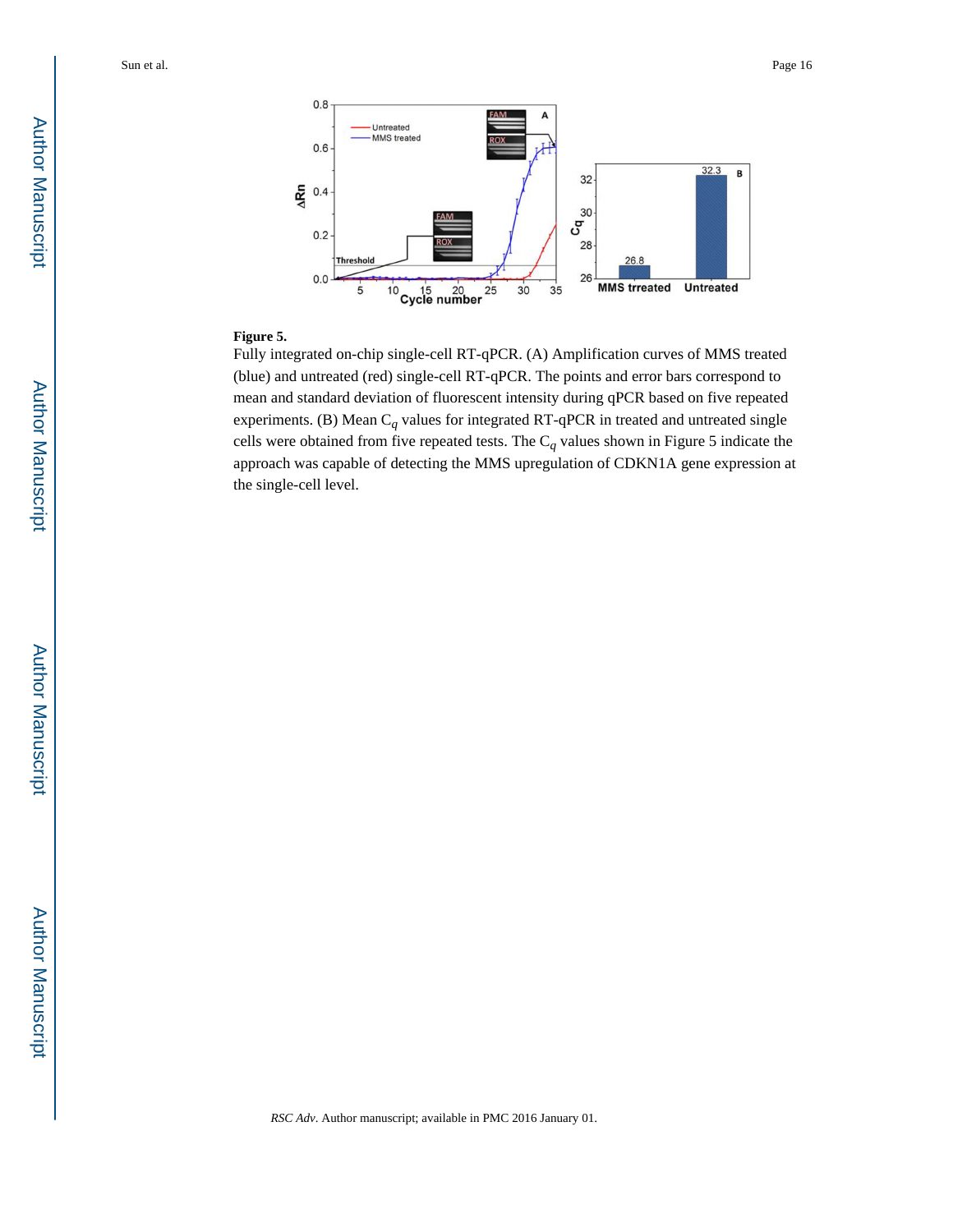0.8
0.6
0.4
0.2
0.0
ΔRn
Untreated
MMS treated
FAM
ROX
A
Threshold
5 10 15 20 25 30 35
Cycle number

32.3
B
32
30
28
26
Cq
26.8
MMS trreated
Untreated

**Figure 5.**

Fully integrated on-chip single-cell RT-qPCR. (A) Amplification curves of MMS treated (blue) and untreated (red) single-cell RT-qPCR. The points and error bars correspond to mean and standard deviation of fluorescent intensity during qPCR based on five repeated experiments. (B) Mean $C_q$ values for integrated RT-qPCR in treated and untreated single cells were obtained from five repeated tests. The $C_q$ values shown in Figure 5 indicate the approach was capable of detecting the MMS upregulation of CDKN1A gene expression at the single-cell level.